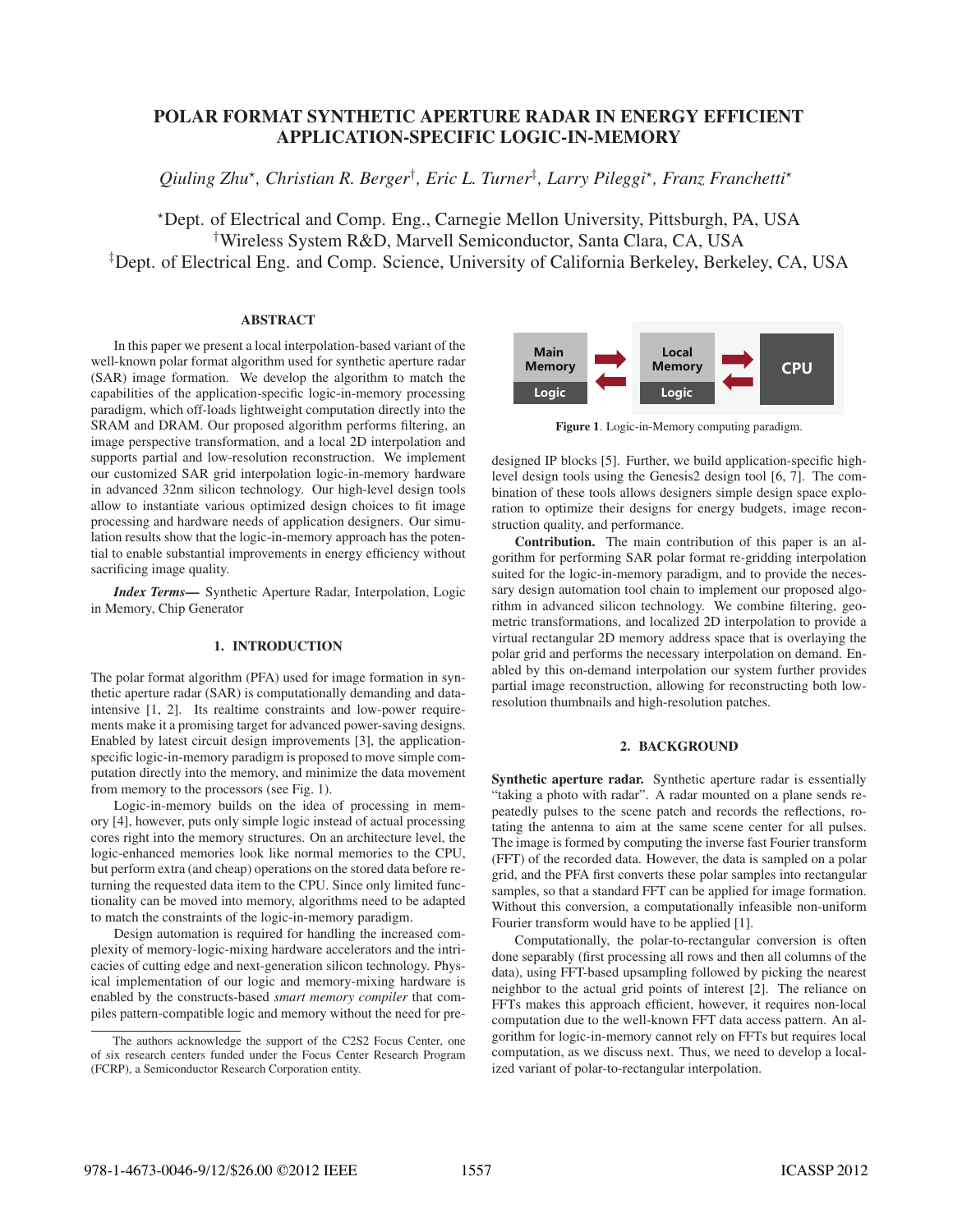# POLAR FORMAT SYNTHETIC APERTURE RADAR IN ENERGY EFFICIENT APPLICATION-SPECIFIC LOGIC-IN-MEMORY

*Qiuling Zhu[⋆], Christian R. Berger[†], Eric L. Turner[‡], Larry Pileggi[⋆], Franz Franchetti[⋆]*

[⋆]Dept. of Electrical and Comp. Eng., Carnegie Mellon University, Pittsburgh, PA, USA
[†]Wireless System R&D, Marvell Semiconductor, Santa Clara, CA, USA
[‡]Dept. of Electrical Eng. and Comp. Science, University of California Berkeley, Berkeley, CA, USA

## ABSTRACT

In this paper we present a local interpolation-based variant of the well-known polar format algorithm used for synthetic aperture radar (SAR) image formation. We develop the algorithm to match the capabilities of the application-specific logic-in-memory processing paradigm, which off-loads lightweight computation directly into the SRAM and DRAM. Our proposed algorithm performs filtering, an image perspective transformation, and a local 2D interpolation and supports partial and low-resolution reconstruction. We implement our customized SAR grid interpolation logic-in-memory hardware in advanced 32nm silicon technology. Our high-level design tools allow to instantiate various optimized design choices to fit image processing and hardware needs of application designers. Our simulation results show that the logic-in-memory approach has the potential to enable substantial improvements in energy efficiency without sacrificing image quality.

***Index Terms*—** Synthetic Aperture Radar, Interpolation, Logic in Memory, Chip Generator

## 1. INTRODUCTION

The polar format algorithm (PFA) used for image formation in synthetic aperture radar (SAR) is computationally demanding and data-intensive [1, 2]. Its realtime constraints and low-power requirements make it a promising target for advanced power-saving designs. Enabled by latest circuit design improvements [3], the application-specific logic-in-memory paradigm is proposed to move simple computation directly into the memory, and minimize the data movement from memory to the processors (see Fig. 1).

Logic-in-memory builds on the idea of processing in memory [4], however, puts only simple logic instead of actual processing cores right into the memory structures. On an architecture level, the logic-enhanced memories look like normal memories to the CPU, but perform extra (and cheap) operations on the stored data before returning the requested data item to the CPU. Since only limited functionality can be moved into memory, algorithms need to be adapted to match the constraints of the logic-in-memory paradigm.

Design automation is required for handling the increased complexity of memory-logic-mixing hardware accelerators and the intricacies of cutting edge and next-generation silicon technology. Physical implementation of our logic and memory-mixing hardware is enabled by the constructs-based *smart memory compiler* that compiles pattern-compatible logic and memory without the need for predesigned IP blocks [5]. Further, we build application-specific high-level design tools using the Genesis2 design tool [6, 7]. The combination of these tools allows designers simple design space exploration to optimize their designs for energy budgets, image reconstruction quality, and performance.

The authors acknowledge the support of the C2S2 Focus Center, one of six research centers funded under the Focus Center Research Program (FCRP), a Semiconductor Research Corporation entity.

Main Memory Logic ⇄ Local Memory Logic ⇄ CPU

**Figure 1**. Logic-in-Memory computing paradigm.

**Contribution.** The main contribution of this paper is an algorithm for performing SAR polar format re-gridding interpolation suited for the logic-in-memory paradigm, and to provide the necessary design automation tool chain to implement our proposed algorithm in advanced silicon technology. We combine filtering, geometric transformations, and localized 2D interpolation to provide a virtual rectangular 2D memory address space that is overlaying the polar grid and performs the necessary interpolation on demand. Enabled by this on-demand interpolation our system further provides partial image reconstruction, allowing for reconstructing both low-resolution thumbnails and high-resolution patches.

## 2. BACKGROUND

**Synthetic aperture radar.** Synthetic aperture radar is essentially "taking a photo with radar". A radar mounted on a plane sends repeatedly pulses to the scene patch and records the reflections, rotating the antenna to aim at the same scene center for all pulses. The image is formed by computing the inverse fast Fourier transform (FFT) of the recorded data. However, the data is sampled on a polar grid, and the PFA first converts these polar samples into rectangular samples, so that a standard FFT can be applied for image formation. Without this conversion, a computationally infeasible non-uniform Fourier transform would have to be applied [1].

Computationally, the polar-to-rectangular conversion is often done separably (first processing all rows and then all columns of the data), using FFT-based upsampling followed by picking the nearest neighbor to the actual grid points of interest [2]. The reliance on FFTs makes this approach efficient, however, it requires non-local computation due to the well-known FFT data access pattern. An algorithm for logic-in-memory cannot rely on FFTs but requires local computation, as we discuss next. Thus, we need to develop a localized variant of polar-to-rectangular interpolation.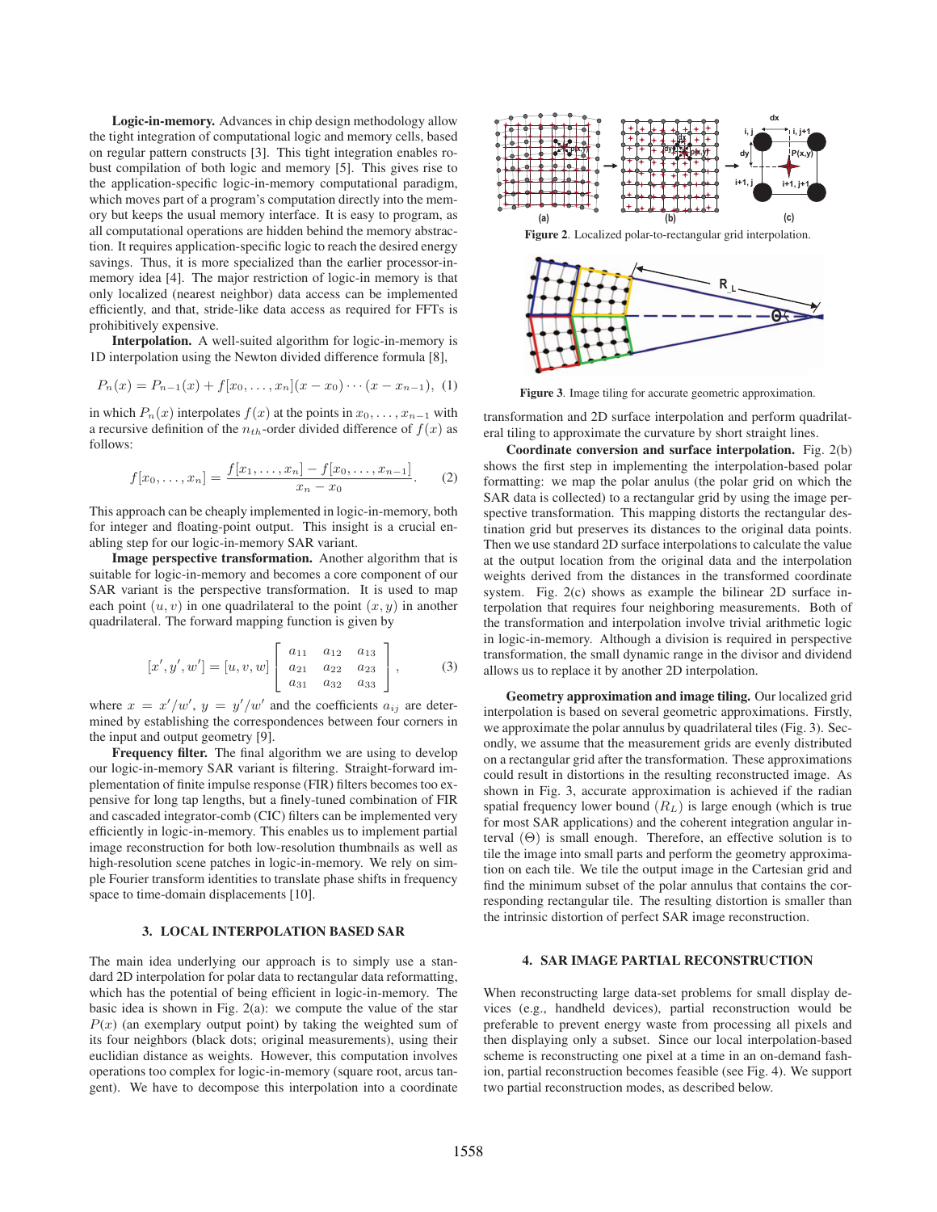**Logic-in-memory.** Advances in chip design methodology allow the tight integration of computational logic and memory cells, based on regular pattern constructs [3]. This tight integration enables robust compilation of both logic and memory [5]. This gives rise to the application-specific logic-in-memory computational paradigm, which moves part of a program's computation directly into the memory but keeps the usual memory interface. It is easy to program, as all computational operations are hidden behind the memory abstraction. It requires application-specific logic to reach the desired energy savings. Thus, it is more specialized than the earlier processor-in-memory idea [4]. The major restriction of logic-in memory is that only localized (nearest neighbor) data access can be implemented efficiently, and that, stride-like data access as required for FFTs is prohibitively expensive.

**Interpolation.** A well-suited algorithm for logic-in-memory is 1D interpolation using the Newton divided difference formula [8],

$$P_n(x) = P_{n-1}(x) + f[x_0, \ldots, x_n](x - x_0) \cdots (x - x_{n-1}), \quad (1)$$

in which $P_n(x)$ interpolates $f(x)$ at the points in $x_0, \ldots, x_{n-1}$ with a recursive definition of the $n_{th}$-order divided difference of $f(x)$ as follows:

$$f[x_0, \ldots, x_n] = \frac{f[x_1, \ldots, x_n] - f[x_0, \ldots, x_{n-1}]}{x_n - x_0}. \quad (2)$$

This approach can be cheaply implemented in logic-in-memory, both for integer and floating-point output. This insight is a crucial enabling step for our logic-in-memory SAR variant.

**Image perspective transformation.** Another algorithm that is suitable for logic-in-memory and becomes a core component of our SAR variant is the perspective transformation. It is used to map each point $(u, v)$ in one quadrilateral to the point $(x, y)$ in another quadrilateral. The forward mapping function is given by

$$[x', y', w'] = [u, v, w] \begin{bmatrix} a_{11} & a_{12} & a_{13} \\ a_{21} & a_{22} & a_{23} \\ a_{31} & a_{32} & a_{33} \end{bmatrix}, \quad (3)$$

where $x = x'/w'$, $y = y'/w'$ and the coefficients $a_{ij}$ are determined by establishing the correspondences between four corners in the input and output geometry [9].

**Frequency filter.** The final algorithm we are using to develop our logic-in-memory SAR variant is filtering. Straight-forward implementation of finite impulse response (FIR) filters becomes too expensive for long tap lengths, but a finely-tuned combination of FIR and cascaded integrator-comb (CIC) filters can be implemented very efficiently in logic-in-memory. This enables us to implement partial image reconstruction for both low-resolution thumbnails as well as high-resolution scene patches in logic-in-memory. We rely on simple Fourier transform identities to translate phase shifts in frequency space to time-domain displacements [10].

## 3. LOCAL INTERPOLATION BASED SAR

The main idea underlying our approach is to simply use a standard 2D interpolation for polar data to rectangular data reformatting, which has the potential of being efficient in logic-in-memory. The basic idea is shown in Fig. 2(a): we compute the value of the star $P(x)$ (an exemplary output point) by taking the weighted sum of its four neighbors (black dots; original measurements), using their euclidian distance as weights. However, this computation involves operations too complex for logic-in-memory (square root, arcus tangent). We have to decompose this interpolation into a coordinate transformation and 2D surface interpolation and perform quadrilateral tiling to approximate the curvature by short straight lines.

**Figure 2**. Localized polar-to-rectangular grid interpolation.

**Figure 3**. Image tiling for accurate geometric approximation.

**Coordinate conversion and surface interpolation.** Fig. 2(b) shows the first step in implementing the interpolation-based polar formatting: we map the polar annulus (the polar grid on which the SAR data is collected) to a rectangular grid by using the image perspective transformation. This mapping distorts the rectangular destination grid but preserves its distances to the original data points. Then we use standard 2D surface interpolations to calculate the value at the output location from the original data and the interpolation weights derived from the distances in the transformed coordinate system. Fig. 2(c) shows as example the bilinear 2D surface interpolation that requires four neighboring measurements. Both of the transformation and interpolation involve trivial arithmetic logic in logic-in-memory. Although a division is required in perspective transformation, the small dynamic range in the divisor and dividend allows us to replace it by another 2D interpolation.

**Geometry approximation and image tiling.** Our localized grid interpolation is based on several geometric approximations. Firstly, we approximate the polar annulus by quadrilateral tiles (Fig. 3). Secondly, we assume that the measurement grids are evenly distributed on a rectangular grid after the transformation. These approximations could result in distortions in the resulting reconstructed image. As shown in Fig. 3, accurate approximation is achieved if the radian spatial frequency lower bound $(R_L)$ is large enough (which is true for most SAR applications) and the coherent integration angular interval $(\Theta)$ is small enough. Therefore, an effective solution is to tile the image into small parts and perform the geometry approximation on each tile. We tile the output image in the Cartesian grid and find the minimum subset of the polar annulus that contains the corresponding rectangular tile. The resulting distortion is smaller than the intrinsic distortion of perfect SAR image reconstruction.

## 4. SAR IMAGE PARTIAL RECONSTRUCTION

When reconstructing large data-set problems for small display devices (e.g., handheld devices), partial reconstruction would be preferable to prevent energy waste from processing all pixels and then displaying only a subset. Since our local interpolation-based scheme is reconstructing one pixel at a time in an on-demand fashion, partial reconstruction becomes feasible (see Fig. 4). We support two partial reconstruction modes, as described below.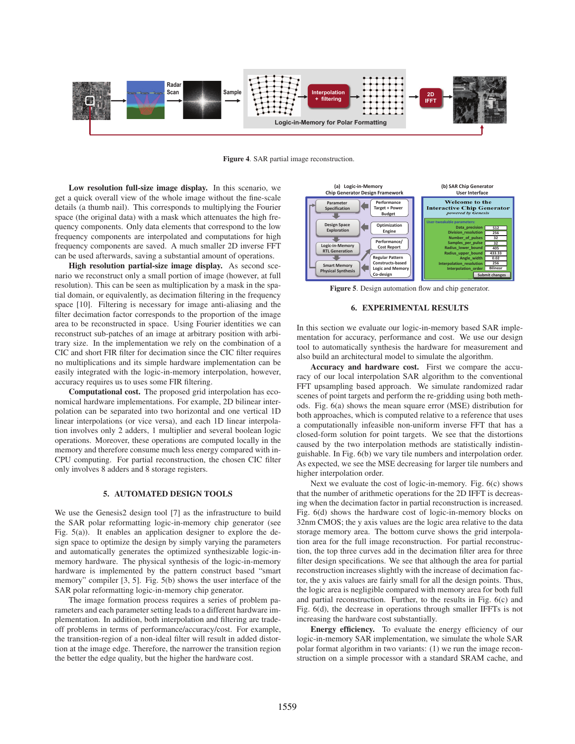Figure 4. SAR partial image reconstruction.

**Low resolution full-size image display.** In this scenario, we get a quick overall view of the whole image without the fine-scale details (a thumb nail). This corresponds to multiplying the Fourier space (the original data) with a mask which attenuates the high frequency components. Only data elements that correspond to the low frequency components are interpolated and computations for high frequency components are saved. A much smaller 2D inverse FFT can be used afterwards, saving a substantial amount of operations.

**High resolution partial-size image display.** As second scenario we reconstruct only a small portion of image (however, at full resolution). This can be seen as multiplication by a mask in the spatial domain, or equivalently, as decimation filtering in the frequency space [10]. Filtering is necessary for image anti-aliasing and the filter decimation factor corresponds to the proportion of the image area to be reconstructed in space. Using Fourier identities we can reconstruct sub-patches of an image at arbitrary position with arbitrary size. In the implementation we rely on the combination of a CIC and short FIR filter for decimation since the CIC filter requires no multiplications and its simple hardware implementation can be easily integrated with the logic-in-memory interpolation, however, accuracy requires us to uses some FIR filtering.

**Computational cost.** The proposed grid interpolation has economical hardware implementations. For example, 2D bilinear interpolation can be separated into two horizontal and one vertical 1D linear interpolations (or vice versa), and each 1D linear interpolation involves only 2 adders, 1 multiplier and several boolean logic operations. Moreover, these operations are computed locally in the memory and therefore consume much less energy compared with in-CPU computing. For partial reconstruction, the chosen CIC filter only involves 8 adders and 8 storage registers.

## 5. AUTOMATED DESIGN TOOLS

We use the Genesis2 design tool [7] as the infrastructure to build the SAR polar reformatting logic-in-memory chip generator (see Fig. 5(a)). It enables an application designer to explore the design space to optimize the design by simply varying the parameters and automatically generates the optimized synthesizable logic-in-memory hardware. The physical synthesis of the logic-in-memory hardware is implemented by the pattern construct based "smart memory" compiler [3, 5]. Fig. 5(b) shows the user interface of the SAR polar reformatting logic-in-memory chip generator.

The image formation process requires a series of problem parameters and each parameter setting leads to a different hardware implementation. In addition, both interpolation and filtering are tradeoff problems in terms of performance/accuracy/cost. For example, the transition-region of a non-ideal filter will result in added distortion at the image edge. Therefore, the narrower the transition region the better the edge quality, but the higher the hardware cost.

Figure 5. Design automation flow and chip generator.

## 6. EXPERIMENTAL RESULTS

In this section we evaluate our logic-in-memory based SAR implementation for accuracy, performance and cost. We use our design tool to automatically synthesis the hardware for measurement and also build an architectural model to simulate the algorithm.

**Accuracy and hardware cost.** First we compare the accuracy of our local interpolation SAR algorithm to the conventional FFT upsampling based approach. We simulate randomized radar scenes of point targets and perform the re-gridding using both methods. Fig. 6(a) shows the mean square error (MSE) distribution for both approaches, which is computed relative to a reference that uses a computationally infeasible non-uniform inverse FFT that has a closed-form solution for point targets. We see that the distortions caused by the two interpolation methods are statistically indistinguishable. In Fig. 6(b) we vary tile numbers and interpolation order. As expected, we see the MSE decreasing for larger tile numbers and higher interpolation order.

Next we evaluate the cost of logic-in-memory. Fig. 6(c) shows that the number of arithmetic operations for the 2D IFFT is decreasing when the decimation factor in partial reconstruction is increased. Fig. 6(d) shows the hardware cost of logic-in-memory blocks on 32nm CMOS; the y axis values are the logic area relative to the data storage memory area. The bottom curve shows the grid interpolation area for the full image reconstruction. For partial reconstruction, the top three curves add in the decimation filter area for three filter design specifications. We see that although the area for partial reconstruction increases slightly with the increase of decimation factor, the y axis values are fairly small for all the design points. Thus, the logic area is negligible compared with memory area for both full and partial reconstruction. Further, to the results in Fig. 6(c) and Fig. 6(d), the decrease in operations through smaller IFFTs is not increasing the hardware cost substantially.

**Energy efficiency.** To evaluate the energy efficiency of our logic-in-memory SAR implementation, we simulate the whole SAR polar format algorithm in two variants: (1) we run the image reconstruction on a simple processor with a standard SRAM cache, and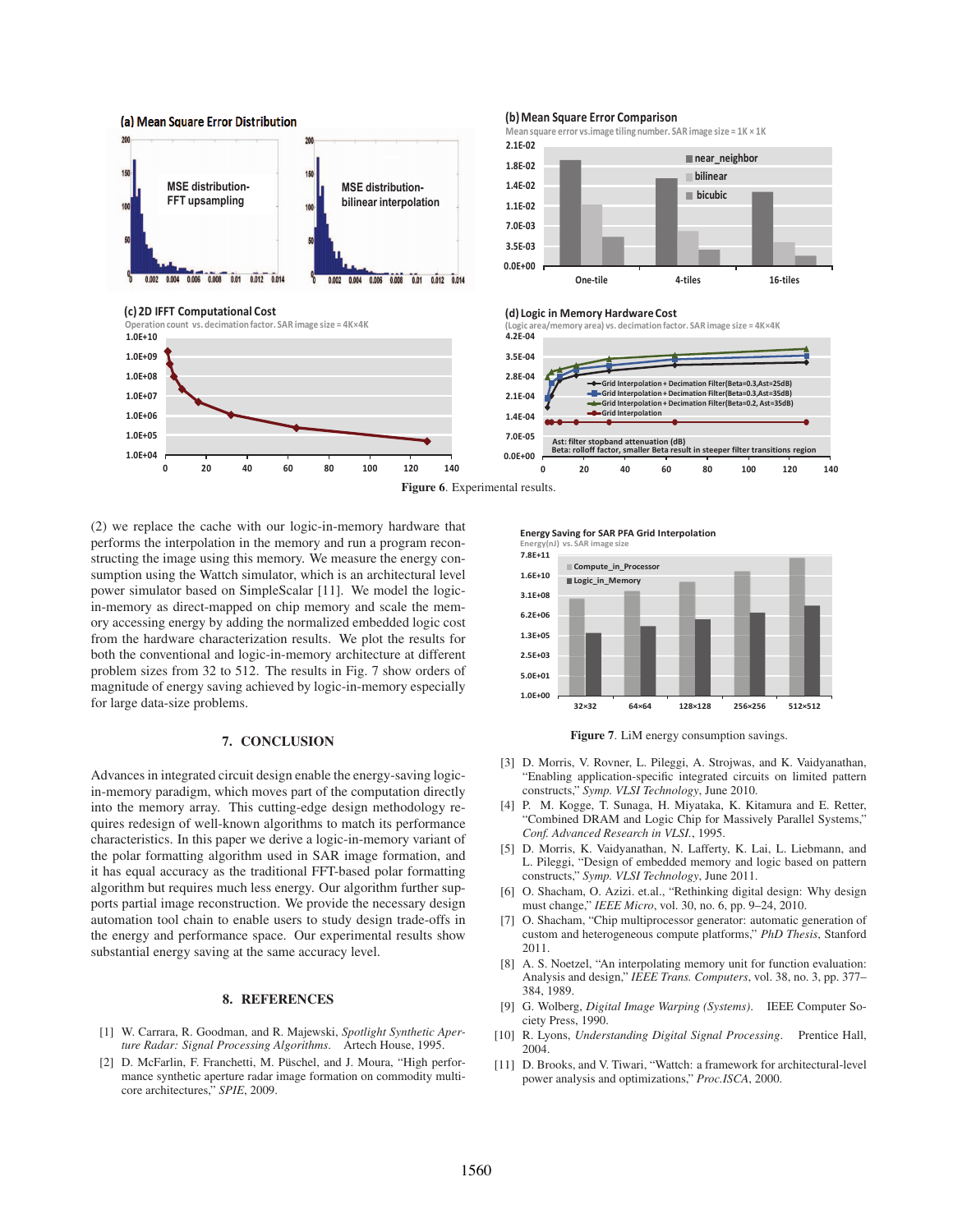(a) Mean Square Error Distribution

MSE distribution-FFT upsampling

MSE distribution-bilinear interpolation

200
150
100
50
0
0.002 0.004 0.006 0.008 0.01 0.012 0.014

(b) Mean Square Error Comparison

Mean square error vs.image tiling number. SAR image size = 1K × 1K

2.1E-02
1.8E-02
1.4E-02
1.1E-02
7.0E-03
3.5E-03
0.0E+00

near_neighbor
bilinear
bicubic

One-tile
4-tiles
16-tiles

(c) 2D IFFT Computational Cost

Operation count vs. decimation factor. SAR image size = 4K×4K

1.0E+10
1.0E+09
1.0E+08
1.0E+07
1.0E+06
1.0E+05
1.0E+04

0 20 40 60 80 100 120 140

(d) Logic in Memory Hardware Cost

(Logic area/memory area) vs. decimation factor. SAR image size = 4K×4K

4.2E-04
3.5E-04
2.8E-04
2.1E-04
1.4E-04
7.0E-05
0.0E+00

Grid Interpolation + Decimation Filter(Beta=0.3,Ast=25dB)
Grid Interpolation + Decimation Filter(Beta=0.3,Ast=35dB)
Grid Interpolation + Decimation Filter(Beta=0.2, Ast=35dB)
Grid Interpolation

Ast: filter stopband attenuation (dB)
Beta: rolloff factor, smaller Beta result in steeper filter transitions region

0 20 40 60 80 100 120 140

**Figure 6**. Experimental results.

(2) we replace the cache with our logic-in-memory hardware that performs the interpolation in the memory and run a program reconstructing the image using this memory. We measure the energy consumption using the Wattch simulator, which is an architectural level power simulator based on SimpleScalar [11]. We model the logic-in-memory as direct-mapped on chip memory and scale the memory accessing energy by adding the normalized embedded logic cost from the hardware characterization results. We plot the results for both the conventional and logic-in-memory architecture at different problem sizes from 32 to 512. The results in Fig. 7 show orders of magnitude of energy saving achieved by logic-in-memory especially for large data-size problems.

Energy Saving for SAR PFA Grid Interpolation

Energy(nJ) vs. SAR image size

7.8E+11
1.6E+10
3.1E+08
6.2E+06
1.3E+05
2.5E+03
5.0E+01
1.0E+00

Compute_in_Processor
Logic_in_Memory

32×32
64×64
128×128
256×256
512×512

**Figure 7**. LiM energy consumption savings.

## 7. CONCLUSION

Advances in integrated circuit design enable the energy-saving logic-in-memory paradigm, which moves part of the computation directly into the memory array. This cutting-edge design methodology requires redesign of well-known algorithms to match its performance characteristics. In this paper we derive a logic-in-memory variant of the polar formatting algorithm used in SAR image formation, and it has equal accuracy as the traditional FFT-based polar formatting algorithm but requires much less energy. Our algorithm further supports partial image reconstruction. We provide the necessary design automation tool chain to enable users to study design trade-offs in the energy and performance space. Our experimental results show substantial energy saving at the same accuracy level.

## 8. REFERENCES

[1] W. Carrara, R. Goodman, and R. Majewski, *Spotlight Synthetic Aperture Radar: Signal Processing Algorithms*. Artech House, 1995.

[2] D. McFarlin, F. Franchetti, M. Püschel, and J. Moura, "High performance synthetic aperture radar image formation on commodity multicore architectures," *SPIE*, 2009.

[3] D. Morris, V. Rovner, L. Pileggi, A. Strojwas, and K. Vaidyanathan, "Enabling application-specific integrated circuits on limited pattern constructs," *Symp. VLSI Technology*, June 2010.

[4] P. M. Kogge, T. Sunaga, H. Miyataka, K. Kitamura and E. Retter, "Combined DRAM and Logic Chip for Massively Parallel Systems," *Conf. Advanced Research in VLSI.*, 1995.

[5] D. Morris, K. Vaidyanathan, N. Lafferty, K. Lai, L. Liebmann, and L. Pileggi, "Design of embedded memory and logic based on pattern constructs," *Symp. VLSI Technology*, June 2011.

[6] O. Shacham, O. Azizi. et.al., "Rethinking digital design: Why design must change," *IEEE Micro*, vol. 30, no. 6, pp. 9–24, 2010.

[7] O. Shacham, "Chip multiprocessor generator: automatic generation of custom and heterogeneous compute platforms," *PhD Thesis*, Stanford 2011.

[8] A. S. Noetzel, "An interpolating memory unit for function evaluation: Analysis and design," *IEEE Trans. Computers*, vol. 38, no. 3, pp. 377–384, 1989.

[9] G. Wolberg, *Digital Image Warping (Systems)*. IEEE Computer Society Press, 1990.

[10] R. Lyons, *Understanding Digital Signal Processing*. Prentice Hall, 2004.

[11] D. Brooks, and V. Tiwari, "Wattch: a framework for architectural-level power analysis and optimizations," *Proc.ISCA*, 2000.